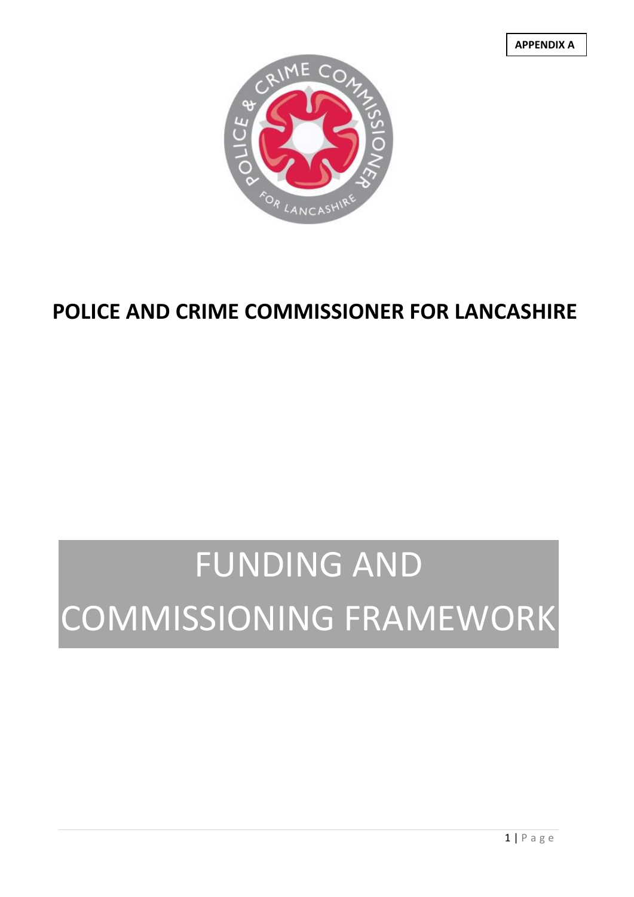**APPENDIX A**

# POLICE AND CRIME COMMISSIONER FOR LANCASHIRE

# FUNDING AND COMMISSIONING FRAMEWORK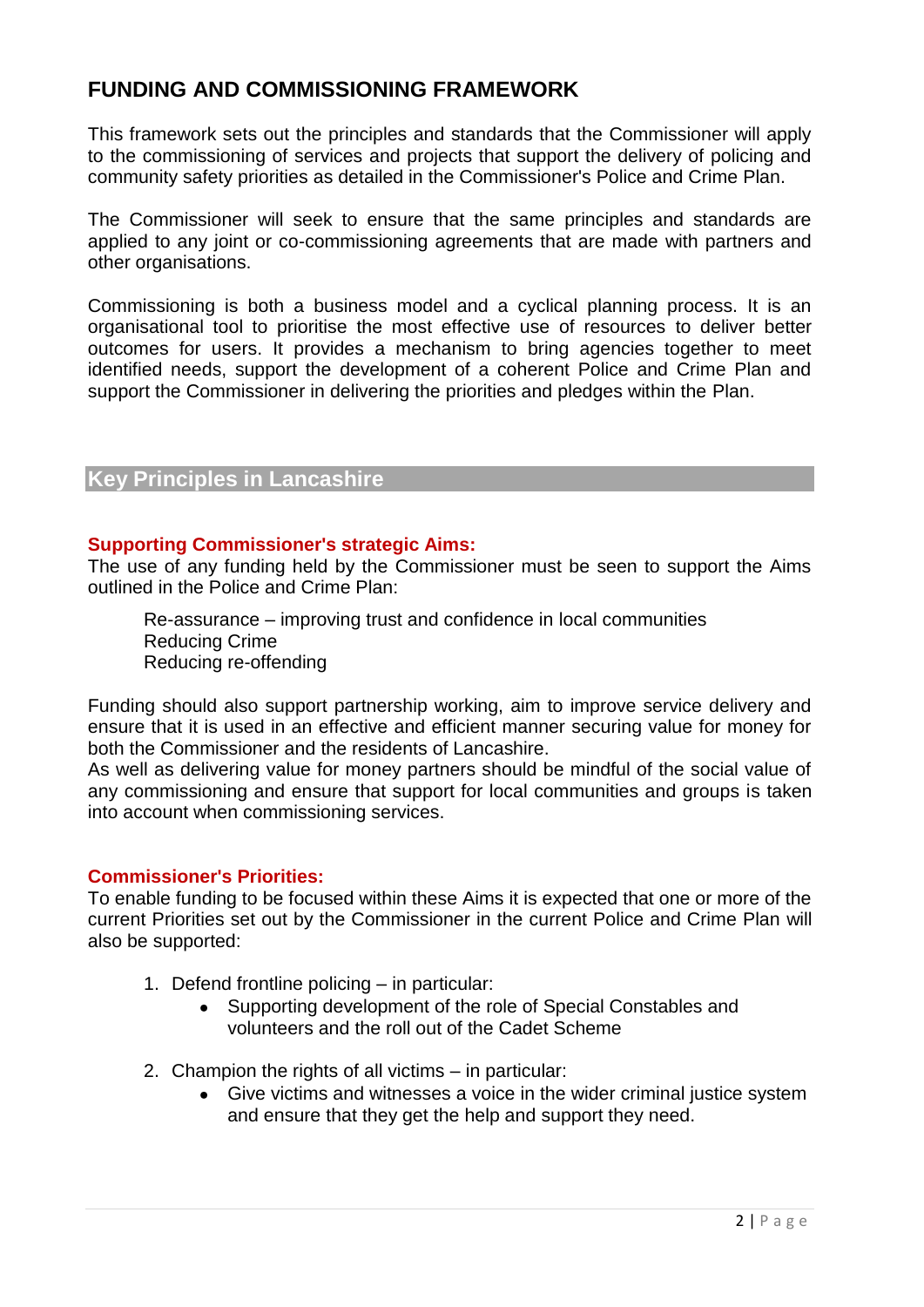# FUNDING AND COMMISSIONING FRAMEWORK

This framework sets out the principles and standards that the Commissioner will apply to the commissioning of services and projects that support the delivery of policing and community safety priorities as detailed in the Commissioner's Police and Crime Plan.

The Commissioner will seek to ensure that the same principles and standards are applied to any joint or co-commissioning agreements that are made with partners and other organisations.

Commissioning is both a business model and a cyclical planning process. It is an organisational tool to prioritise the most effective use of resources to deliver better outcomes for users. It provides a mechanism to bring agencies together to meet identified needs, support the development of a coherent Police and Crime Plan and support the Commissioner in delivering the priorities and pledges within the Plan.

## Key Principles in Lancashire

### Supporting Commissioner's strategic Aims:

The use of any funding held by the Commissioner must be seen to support the Aims outlined in the Police and Crime Plan:

Re-assurance – improving trust and confidence in local communities
Reducing Crime
Reducing re-offending

Funding should also support partnership working, aim to improve service delivery and ensure that it is used in an effective and efficient manner securing value for money for both the Commissioner and the residents of Lancashire.
As well as delivering value for money partners should be mindful of the social value of any commissioning and ensure that support for local communities and groups is taken into account when commissioning services.

### Commissioner's Priorities:

To enable funding to be focused within these Aims it is expected that one or more of the current Priorities set out by the Commissioner in the current Police and Crime Plan will also be supported:

1. Defend frontline policing – in particular:
   - Supporting development of the role of Special Constables and volunteers and the roll out of the Cadet Scheme
2. Champion the rights of all victims – in particular:
   - Give victims and witnesses a voice in the wider criminal justice system and ensure that they get the help and support they need.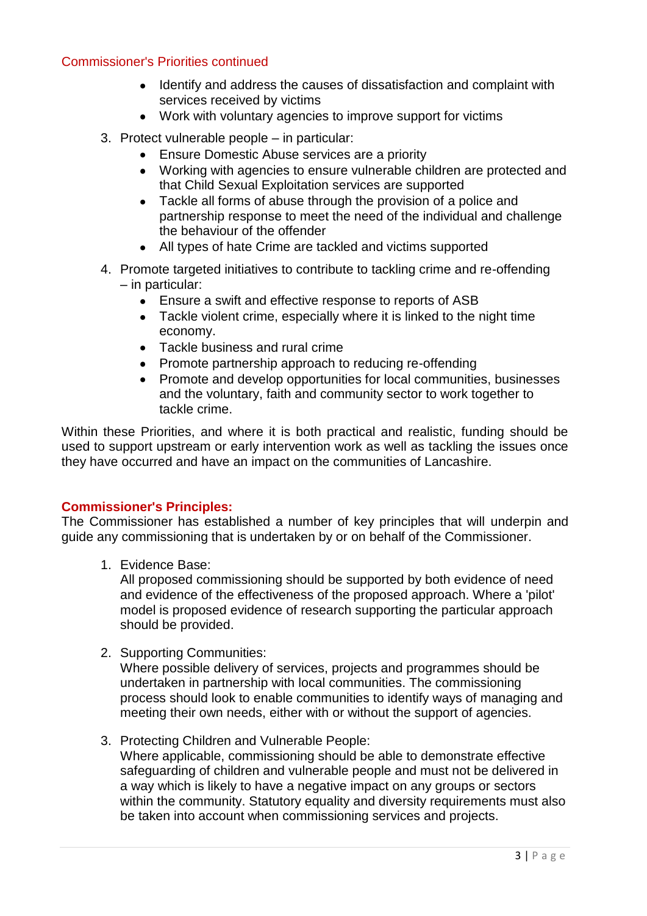Commissioner's Priorities continued

- Identify and address the causes of dissatisfaction and complaint with services received by victims
- Work with voluntary agencies to improve support for victims

3. Protect vulnerable people – in particular:
    - Ensure Domestic Abuse services are a priority
    - Working with agencies to ensure vulnerable children are protected and that Child Sexual Exploitation services are supported
    - Tackle all forms of abuse through the provision of a police and partnership response to meet the need of the individual and challenge the behaviour of the offender
    - All types of hate Crime are tackled and victims supported
4. Promote targeted initiatives to contribute to tackling crime and re-offending – in particular:
    - Ensure a swift and effective response to reports of ASB
    - Tackle violent crime, especially where it is linked to the night time economy.
    - Tackle business and rural crime
    - Promote partnership approach to reducing re-offending
    - Promote and develop opportunities for local communities, businesses and the voluntary, faith and community sector to work together to tackle crime.

Within these Priorities, and where it is both practical and realistic, funding should be used to support upstream or early intervention work as well as tackling the issues once they have occurred and have an impact on the communities of Lancashire.

**Commissioner's Principles:**

The Commissioner has established a number of key principles that will underpin and guide any commissioning that is undertaken by or on behalf of the Commissioner.

1. Evidence Base:
   All proposed commissioning should be supported by both evidence of need and evidence of the effectiveness of the proposed approach. Where a 'pilot' model is proposed evidence of research supporting the particular approach should be provided.

2. Supporting Communities:
   Where possible delivery of services, projects and programmes should be undertaken in partnership with local communities. The commissioning process should look to enable communities to identify ways of managing and meeting their own needs, either with or without the support of agencies.

3. Protecting Children and Vulnerable People:
   Where applicable, commissioning should be able to demonstrate effective safeguarding of children and vulnerable people and must not be delivered in a way which is likely to have a negative impact on any groups or sectors within the community. Statutory equality and diversity requirements must also be taken into account when commissioning services and projects.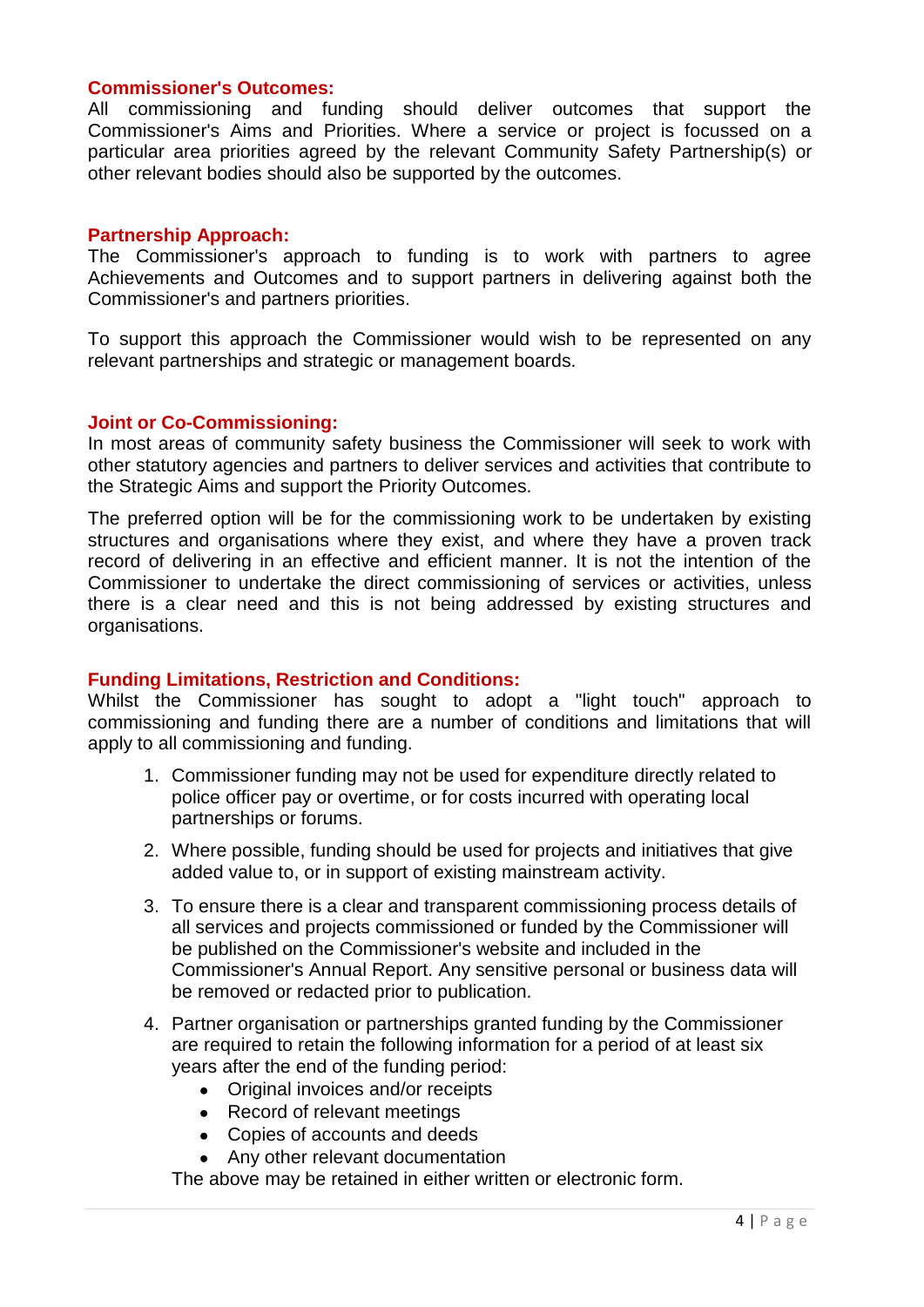### Commissioner's Outcomes:

All commissioning and funding should deliver outcomes that support the Commissioner's Aims and Priorities. Where a service or project is focussed on a particular area priorities agreed by the relevant Community Safety Partnership(s) or other relevant bodies should also be supported by the outcomes.

### Partnership Approach:

The Commissioner's approach to funding is to work with partners to agree Achievements and Outcomes and to support partners in delivering against both the Commissioner's and partners priorities.

To support this approach the Commissioner would wish to be represented on any relevant partnerships and strategic or management boards.

### Joint or Co-Commissioning:

In most areas of community safety business the Commissioner will seek to work with other statutory agencies and partners to deliver services and activities that contribute to the Strategic Aims and support the Priority Outcomes.

The preferred option will be for the commissioning work to be undertaken by existing structures and organisations where they exist, and where they have a proven track record of delivering in an effective and efficient manner. It is not the intention of the Commissioner to undertake the direct commissioning of services or activities, unless there is a clear need and this is not being addressed by existing structures and organisations.

### Funding Limitations, Restriction and Conditions:

Whilst the Commissioner has sought to adopt a "light touch" approach to commissioning and funding there are a number of conditions and limitations that will apply to all commissioning and funding.

1. Commissioner funding may not be used for expenditure directly related to police officer pay or overtime, or for costs incurred with operating local partnerships or forums.
2. Where possible, funding should be used for projects and initiatives that give added value to, or in support of existing mainstream activity.
3. To ensure there is a clear and transparent commissioning process details of all services and projects commissioned or funded by the Commissioner will be published on the Commissioner's website and included in the Commissioner's Annual Report. Any sensitive personal or business data will be removed or redacted prior to publication.
4. Partner organisation or partnerships granted funding by the Commissioner are required to retain the following information for a period of at least six years after the end of the funding period:
   - Original invoices and/or receipts
   - Record of relevant meetings
   - Copies of accounts and deeds
   - Any other relevant documentation

   The above may be retained in either written or electronic form.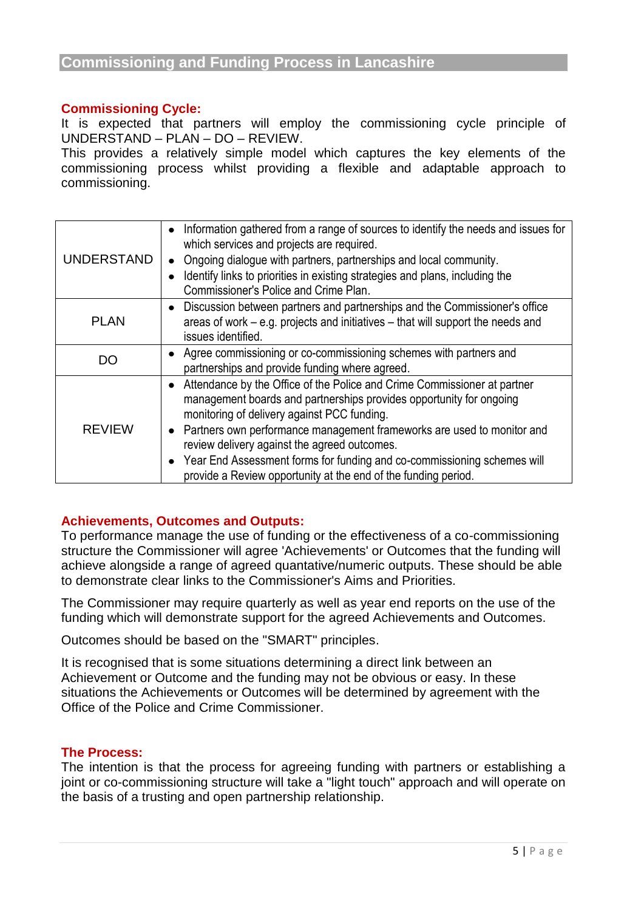## Commissioning and Funding Process in Lancashire

### Commissioning Cycle:

It is expected that partners will employ the commissioning cycle principle of UNDERSTAND – PLAN – DO – REVIEW.

This provides a relatively simple model which captures the key elements of the commissioning process whilst providing a flexible and adaptable approach to commissioning.

| | |
|---|---|
| UNDERSTAND | • Information gathered from a range of sources to identify the needs and issues for which services and projects are required.<br>• Ongoing dialogue with partners, partnerships and local community.<br>• Identify links to priorities in existing strategies and plans, including the Commissioner's Police and Crime Plan. |
| PLAN | • Discussion between partners and partnerships and the Commissioner's office areas of work – e.g. projects and initiatives – that will support the needs and issues identified. |
| DO | • Agree commissioning or co-commissioning schemes with partners and partnerships and provide funding where agreed. |
| REVIEW | • Attendance by the Office of the Police and Crime Commissioner at partner management boards and partnerships provides opportunity for ongoing monitoring of delivery against PCC funding.<br>• Partners own performance management frameworks are used to monitor and review delivery against the agreed outcomes.<br>• Year End Assessment forms for funding and co-commissioning schemes will provide a Review opportunity at the end of the funding period. |

### Achievements, Outcomes and Outputs:

To performance manage the use of funding or the effectiveness of a co-commissioning structure the Commissioner will agree 'Achievements' or Outcomes that the funding will achieve alongside a range of agreed quantative/numeric outputs. These should be able to demonstrate clear links to the Commissioner's Aims and Priorities.

The Commissioner may require quarterly as well as year end reports on the use of the funding which will demonstrate support for the agreed Achievements and Outcomes.

Outcomes should be based on the "SMART" principles.

It is recognised that is some situations determining a direct link between an Achievement or Outcome and the funding may not be obvious or easy. In these situations the Achievements or Outcomes will be determined by agreement with the Office of the Police and Crime Commissioner.

### The Process:

The intention is that the process for agreeing funding with partners or establishing a joint or co-commissioning structure will take a "light touch" approach and will operate on the basis of a trusting and open partnership relationship.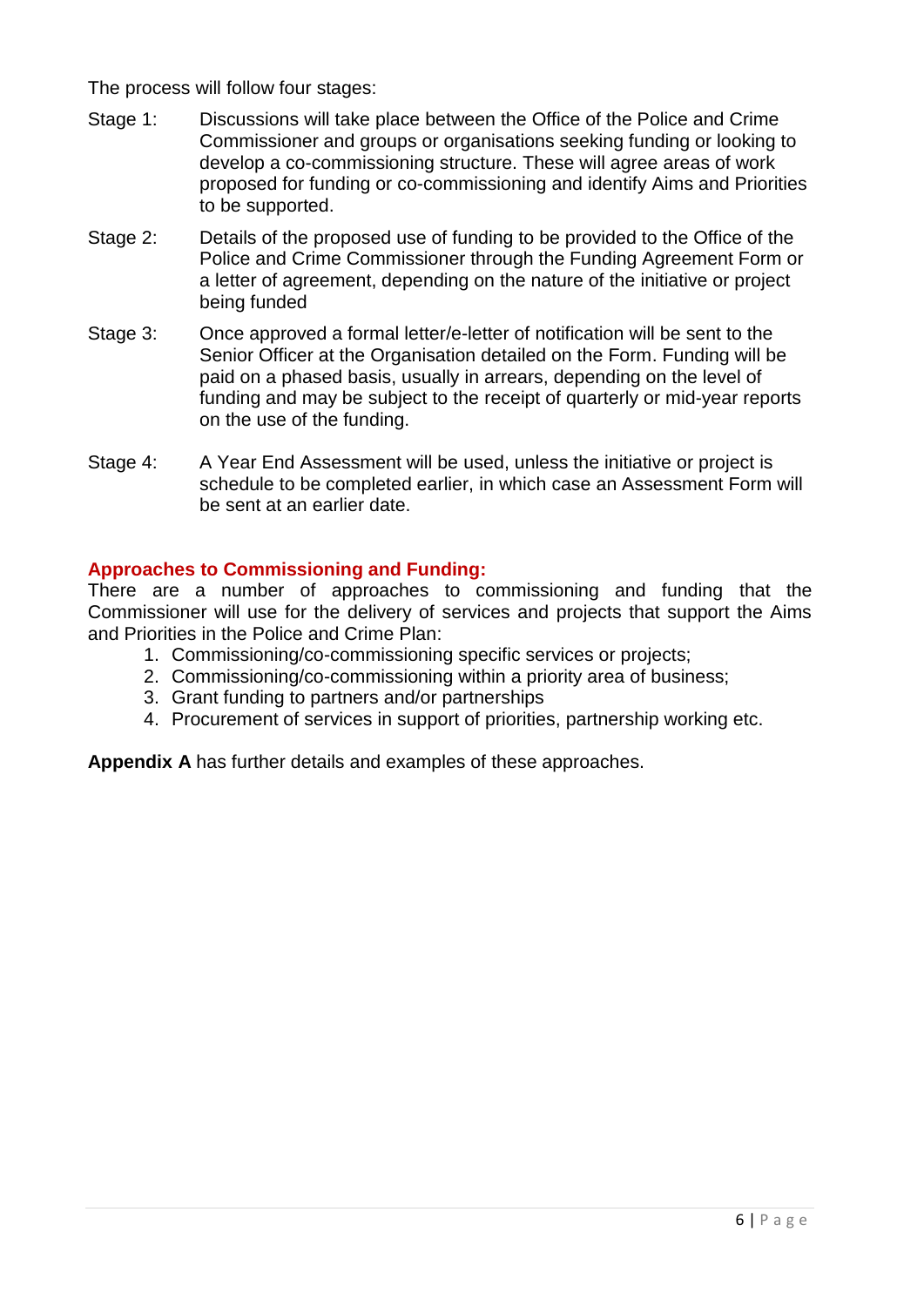The process will follow four stages:

Stage 1: Discussions will take place between the Office of the Police and Crime Commissioner and groups or organisations seeking funding or looking to develop a co-commissioning structure. These will agree areas of work proposed for funding or co-commissioning and identify Aims and Priorities to be supported.

Stage 2: Details of the proposed use of funding to be provided to the Office of the Police and Crime Commissioner through the Funding Agreement Form or a letter of agreement, depending on the nature of the initiative or project being funded

Stage 3: Once approved a formal letter/e-letter of notification will be sent to the Senior Officer at the Organisation detailed on the Form. Funding will be paid on a phased basis, usually in arrears, depending on the level of funding and may be subject to the receipt of quarterly or mid-year reports on the use of the funding.

Stage 4: A Year End Assessment will be used, unless the initiative or project is schedule to be completed earlier, in which case an Assessment Form will be sent at an earlier date.

## Approaches to Commissioning and Funding:

There are a number of approaches to commissioning and funding that the Commissioner will use for the delivery of services and projects that support the Aims and Priorities in the Police and Crime Plan:

1. Commissioning/co-commissioning specific services or projects;
2. Commissioning/co-commissioning within a priority area of business;
3. Grant funding to partners and/or partnerships
4. Procurement of services in support of priorities, partnership working etc.

**Appendix A** has further details and examples of these approaches.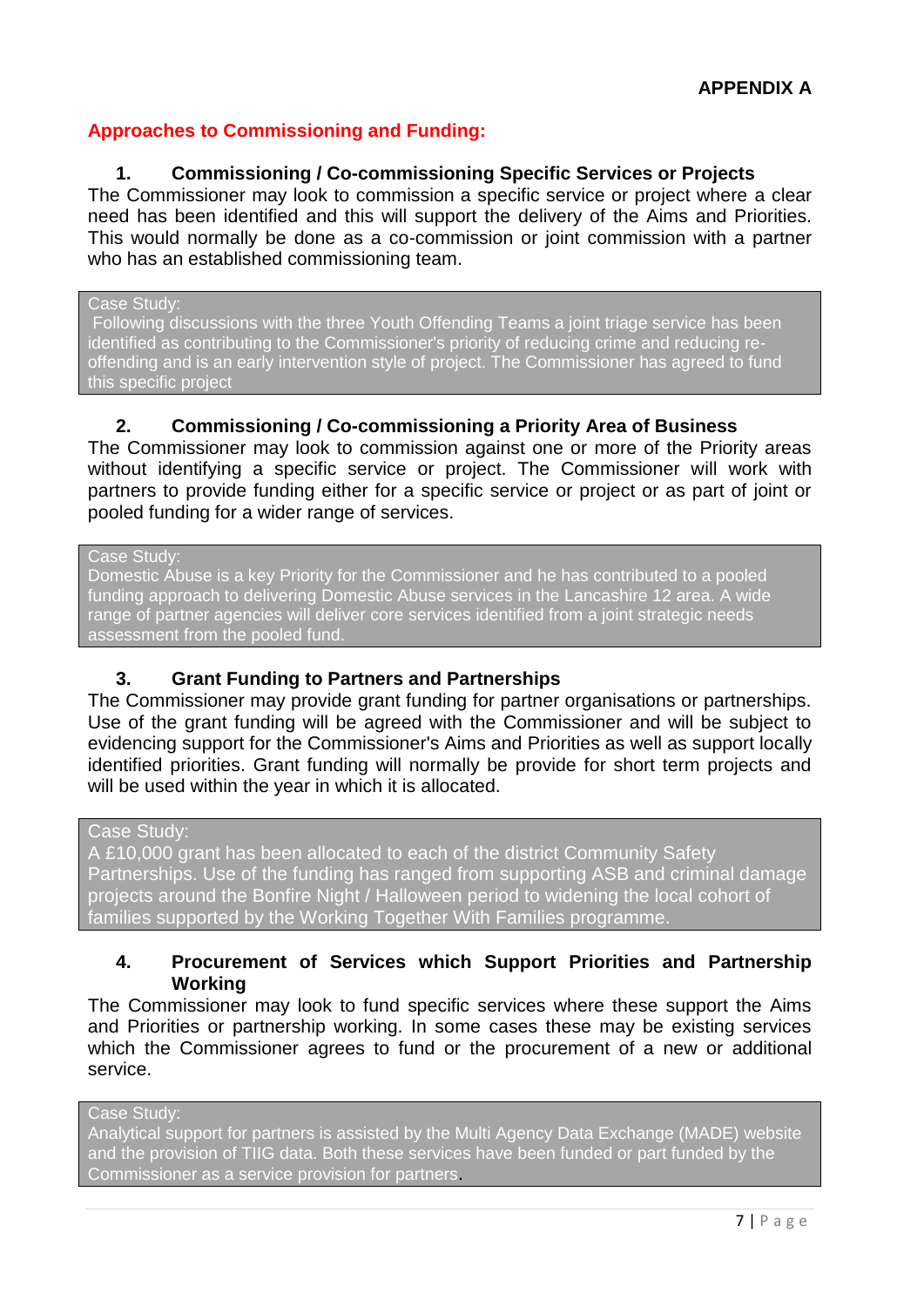**APPENDIX A**

## Approaches to Commissioning and Funding:

### 1. Commissioning / Co-commissioning Specific Services or Projects

The Commissioner may look to commission a specific service or project where a clear need has been identified and this will support the delivery of the Aims and Priorities. This would normally be done as a co-commission or joint commission with a partner who has an established commissioning team.

> Case Study:
> Following discussions with the three Youth Offending Teams a joint triage service has been identified as contributing to the Commissioner's priority of reducing crime and reducing re-offending and is an early intervention style of project. The Commissioner has agreed to fund this specific project

### 2. Commissioning / Co-commissioning a Priority Area of Business

The Commissioner may look to commission against one or more of the Priority areas without identifying a specific service or project. The Commissioner will work with partners to provide funding either for a specific service or project or as part of joint or pooled funding for a wider range of services.

> Case Study:
> Domestic Abuse is a key Priority for the Commissioner and he has contributed to a pooled funding approach to delivering Domestic Abuse services in the Lancashire 12 area. A wide range of partner agencies will deliver core services identified from a joint strategic needs assessment from the pooled fund.

### 3. Grant Funding to Partners and Partnerships

The Commissioner may provide grant funding for partner organisations or partnerships. Use of the grant funding will be agreed with the Commissioner and will be subject to evidencing support for the Commissioner's Aims and Priorities as well as support locally identified priorities. Grant funding will normally be provide for short term projects and will be used within the year in which it is allocated.

> Case Study:
> A £10,000 grant has been allocated to each of the district Community Safety Partnerships. Use of the funding has ranged from supporting ASB and criminal damage projects around the Bonfire Night / Halloween period to widening the local cohort of families supported by the Working Together With Families programme.

### 4. Procurement of Services which Support Priorities and Partnership Working

The Commissioner may look to fund specific services where these support the Aims and Priorities or partnership working. In some cases these may be existing services which the Commissioner agrees to fund or the procurement of a new or additional service.

> Case Study:
> Analytical support for partners is assisted by the Multi Agency Data Exchange (MADE) website and the provision of TIIG data. Both these services have been funded or part funded by the Commissioner as a service provision for partners.